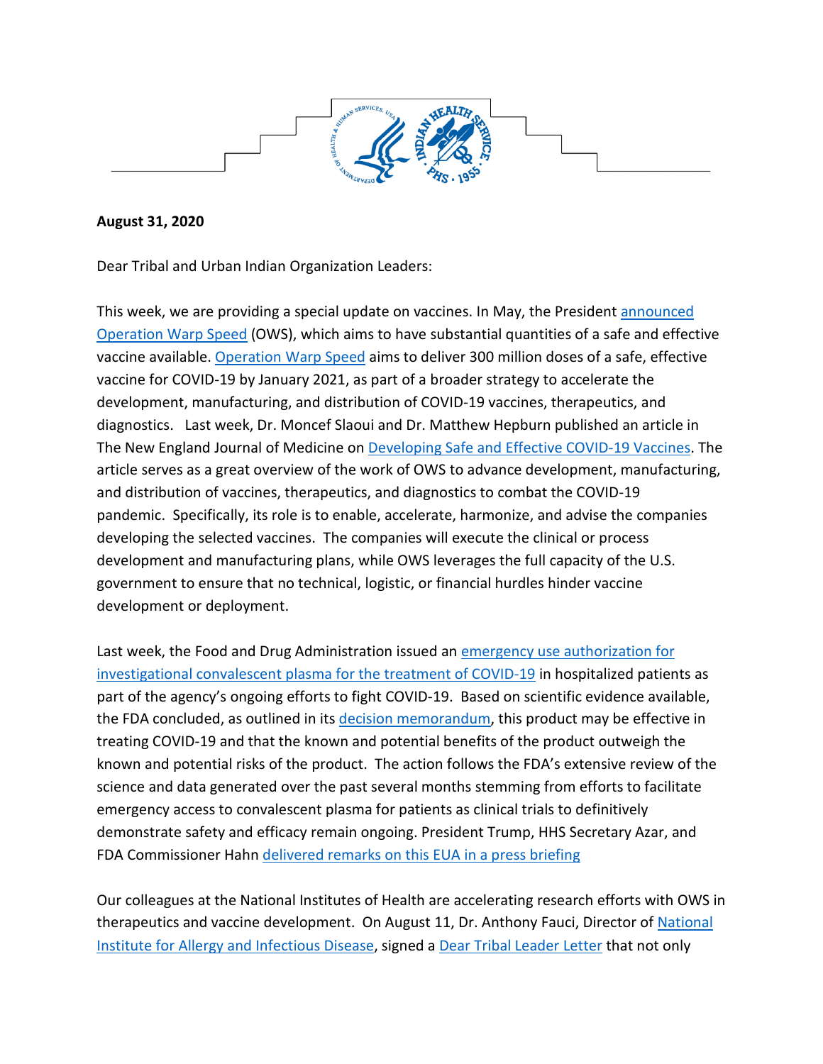**August 31, 2020**

Dear Tribal and Urban Indian Organization Leaders:

This week, we are providing a special update on vaccines. In May, the President announced Operation Warp Speed (OWS), which aims to have substantial quantities of a safe and effective vaccine available. Operation Warp Speed aims to deliver 300 million doses of a safe, effective vaccine for COVID-19 by January 2021, as part of a broader strategy to accelerate the development, manufacturing, and distribution of COVID-19 vaccines, therapeutics, and diagnostics. Last week, Dr. Moncef Slaoui and Dr. Matthew Hepburn published an article in The New England Journal of Medicine on Developing Safe and Effective COVID-19 Vaccines. The article serves as a great overview of the work of OWS to advance development, manufacturing, and distribution of vaccines, therapeutics, and diagnostics to combat the COVID-19 pandemic. Specifically, its role is to enable, accelerate, harmonize, and advise the companies developing the selected vaccines. The companies will execute the clinical or process development and manufacturing plans, while OWS leverages the full capacity of the U.S. government to ensure that no technical, logistic, or financial hurdles hinder vaccine development or deployment.

Last week, the Food and Drug Administration issued an emergency use authorization for investigational convalescent plasma for the treatment of COVID-19 in hospitalized patients as part of the agency's ongoing efforts to fight COVID-19. Based on scientific evidence available, the FDA concluded, as outlined in its decision memorandum, this product may be effective in treating COVID-19 and that the known and potential benefits of the product outweigh the known and potential risks of the product. The action follows the FDA's extensive review of the science and data generated over the past several months stemming from efforts to facilitate emergency access to convalescent plasma for patients as clinical trials to definitively demonstrate safety and efficacy remain ongoing. President Trump, HHS Secretary Azar, and FDA Commissioner Hahn delivered remarks on this EUA in a press briefing

Our colleagues at the National Institutes of Health are accelerating research efforts with OWS in therapeutics and vaccine development. On August 11, Dr. Anthony Fauci, Director of National Institute for Allergy and Infectious Disease, signed a Dear Tribal Leader Letter that not only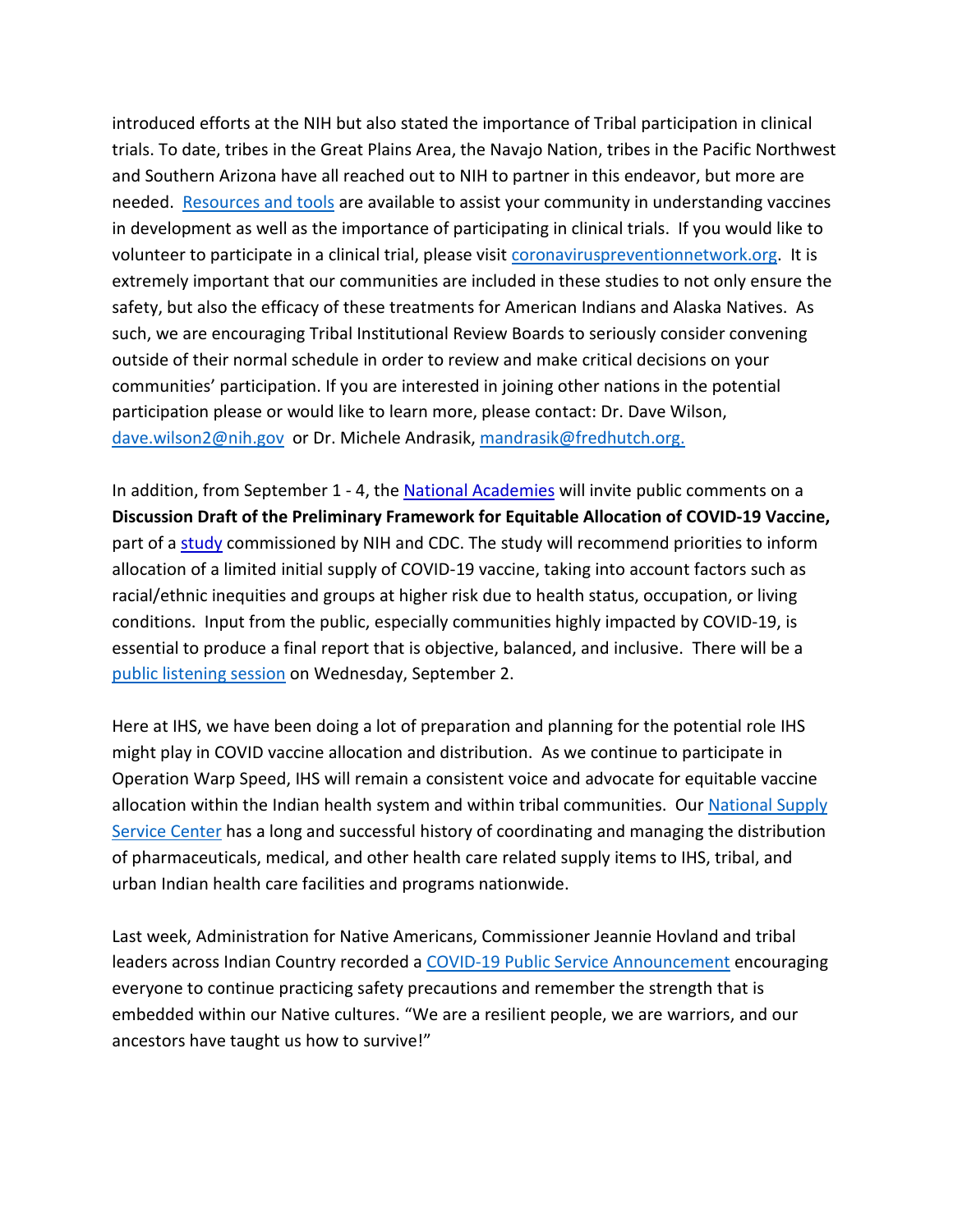introduced efforts at the NIH but also stated the importance of Tribal participation in clinical trials. To date, tribes in the Great Plains Area, the Navajo Nation, tribes in the Pacific Northwest and Southern Arizona have all reached out to NIH to partner in this endeavor, but more are needed. Resources and tools are available to assist your community in understanding vaccines in development as well as the importance of participating in clinical trials. If you would like to volunteer to participate in a clinical trial, please visit coronaviruspreventionnetwork.org. It is extremely important that our communities are included in these studies to not only ensure the safety, but also the efficacy of these treatments for American Indians and Alaska Natives. As such, we are encouraging Tribal Institutional Review Boards to seriously consider convening outside of their normal schedule in order to review and make critical decisions on your communities' participation. If you are interested in joining other nations in the potential participation please or would like to learn more, please contact: Dr. Dave Wilson, dave.wilson2@nih.gov or Dr. Michele Andrasik, mandrasik@fredhutch.org.

In addition, from September 1 - 4, the National Academies will invite public comments on a **Discussion Draft of the Preliminary Framework for Equitable Allocation of COVID-19 Vaccine,** part of a study commissioned by NIH and CDC. The study will recommend priorities to inform allocation of a limited initial supply of COVID-19 vaccine, taking into account factors such as racial/ethnic inequities and groups at higher risk due to health status, occupation, or living conditions. Input from the public, especially communities highly impacted by COVID-19, is essential to produce a final report that is objective, balanced, and inclusive. There will be a public listening session on Wednesday, September 2.

Here at IHS, we have been doing a lot of preparation and planning for the potential role IHS might play in COVID vaccine allocation and distribution. As we continue to participate in Operation Warp Speed, IHS will remain a consistent voice and advocate for equitable vaccine allocation within the Indian health system and within tribal communities. Our National Supply Service Center has a long and successful history of coordinating and managing the distribution of pharmaceuticals, medical, and other health care related supply items to IHS, tribal, and urban Indian health care facilities and programs nationwide.

Last week, Administration for Native Americans, Commissioner Jeannie Hovland and tribal leaders across Indian Country recorded a COVID-19 Public Service Announcement encouraging everyone to continue practicing safety precautions and remember the strength that is embedded within our Native cultures. "We are a resilient people, we are warriors, and our ancestors have taught us how to survive!"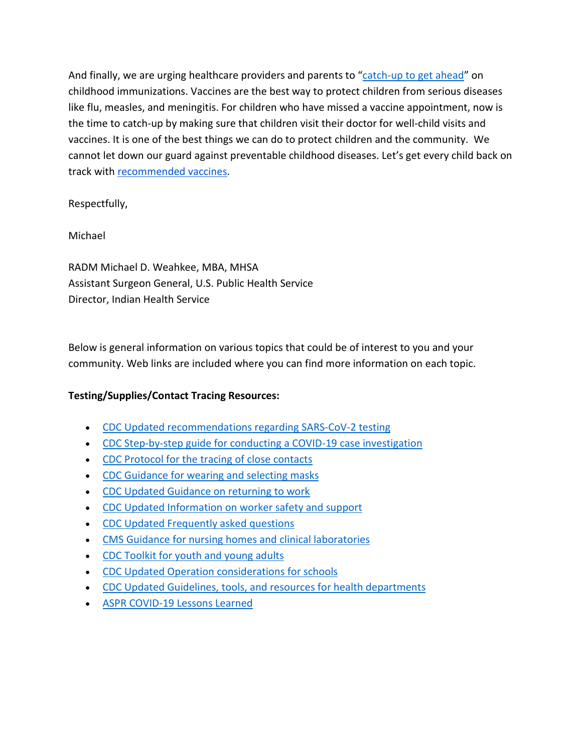And finally, we are urging healthcare providers and parents to "catch-up to get ahead" on childhood immunizations. Vaccines are the best way to protect children from serious diseases like flu, measles, and meningitis. For children who have missed a vaccine appointment, now is the time to catch-up by making sure that children visit their doctor for well-child visits and vaccines. It is one of the best things we can do to protect children and the community. We cannot let down our guard against preventable childhood diseases. Let's get every child back on track with recommended vaccines.

Respectfully,

Michael

RADM Michael D. Weahkee, MBA, MHSA
Assistant Surgeon General, U.S. Public Health Service
Director, Indian Health Service

Below is general information on various topics that could be of interest to you and your community. Web links are included where you can find more information on each topic.

**Testing/Supplies/Contact Tracing Resources:**

- CDC Updated recommendations regarding SARS-CoV-2 testing
- CDC Step-by-step guide for conducting a COVID-19 case investigation
- CDC Protocol for the tracing of close contacts
- CDC Guidance for wearing and selecting masks
- CDC Updated Guidance on returning to work
- CDC Updated Information on worker safety and support
- CDC Updated Frequently asked questions
- CMS Guidance for nursing homes and clinical laboratories
- CDC Toolkit for youth and young adults
- CDC Updated Operation considerations for schools
- CDC Updated Guidelines, tools, and resources for health departments
- ASPR COVID-19 Lessons Learned